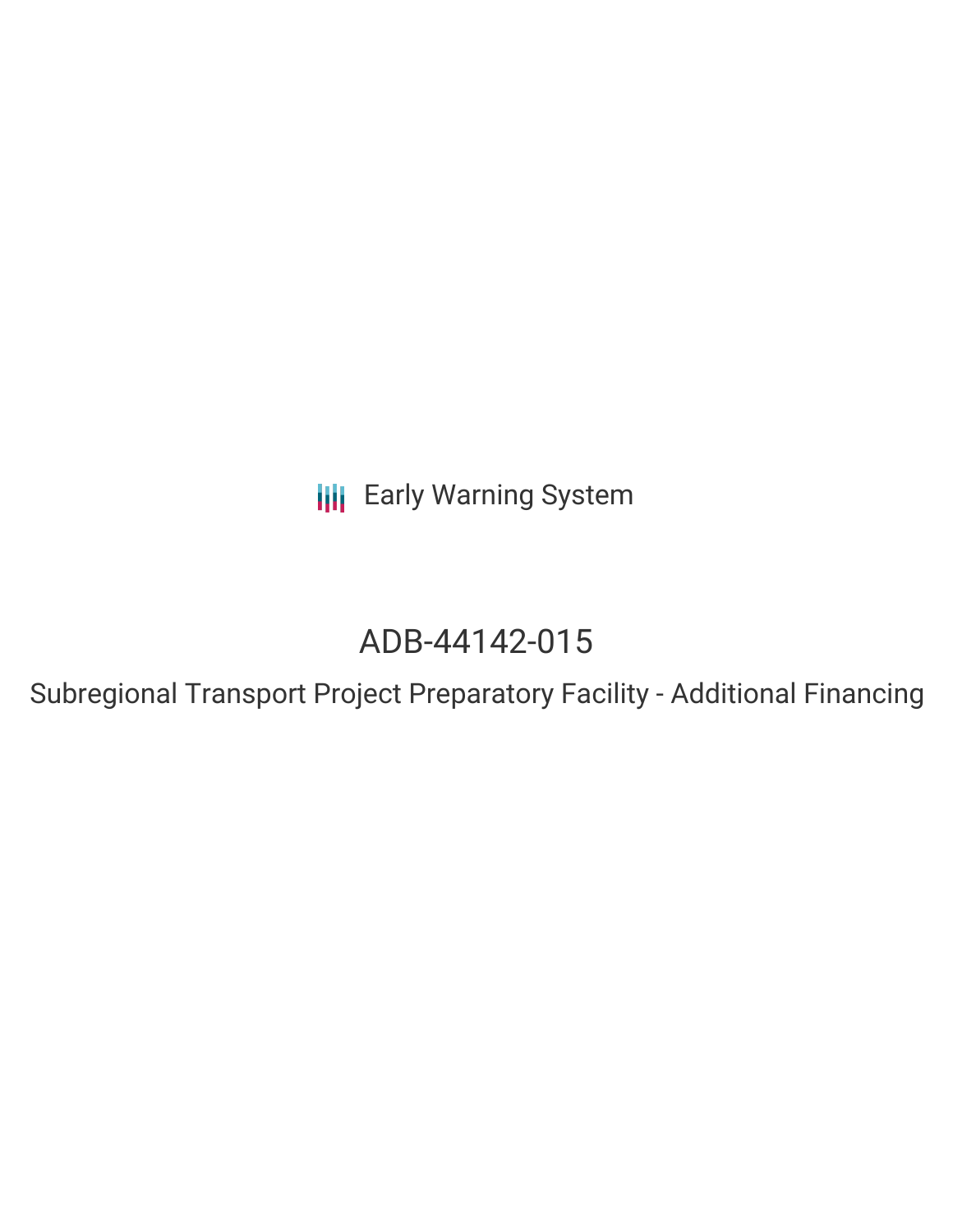Early Warning System

# ADB-44142-015

## Subregional Transport Project Preparatory Facility - Additional Financing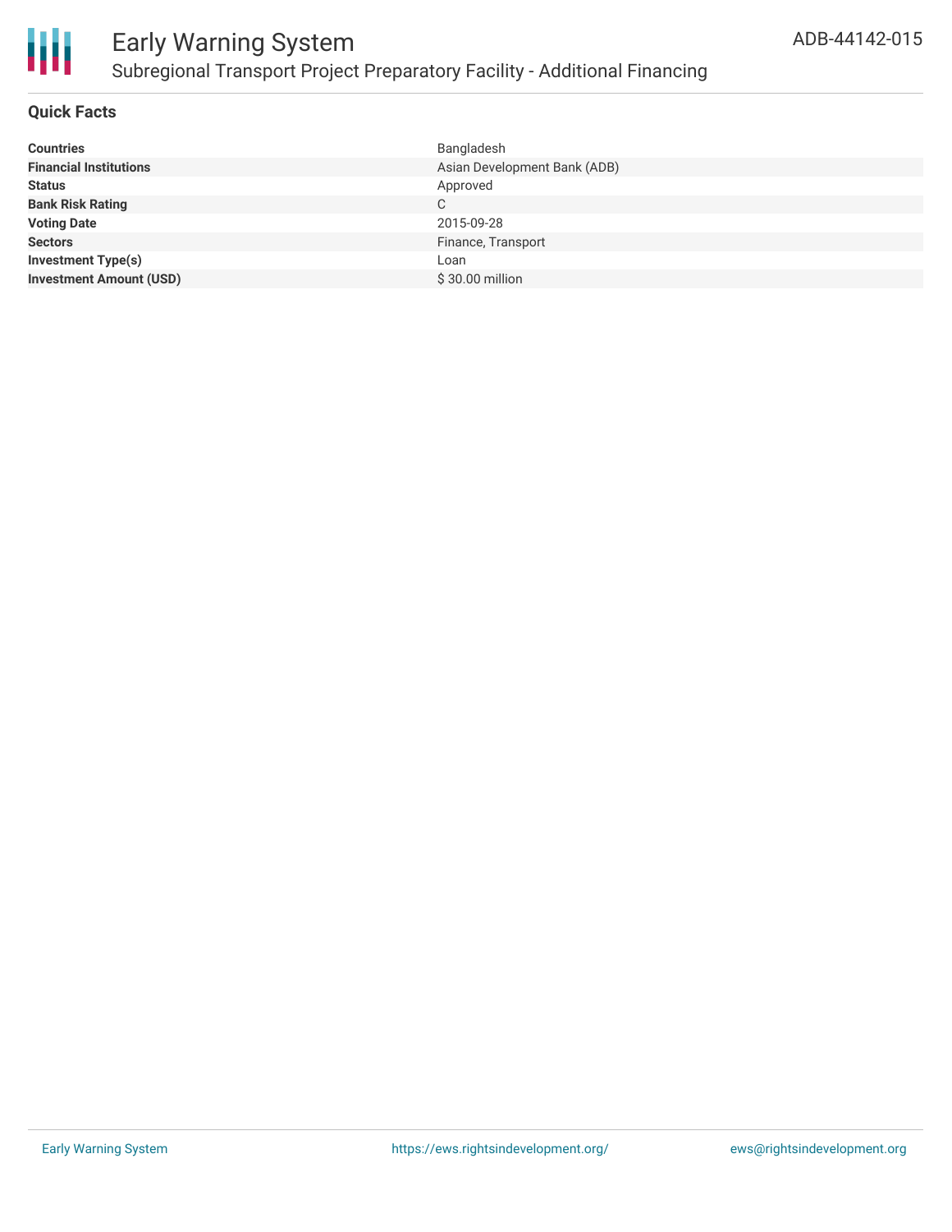# Early Warning System

## Subregional Transport Project Preparatory Facility - Additional Financing

ADB-44142-015

### Quick Facts

| | |
|---|---|
| **Countries** | Bangladesh |
| **Financial Institutions** | Asian Development Bank (ADB) |
| **Status** | Approved |
| **Bank Risk Rating** | C |
| **Voting Date** | 2015-09-28 |
| **Sectors** | Finance, Transport |
| **Investment Type(s)** | Loan |
| **Investment Amount (USD)** | $ 30.00 million |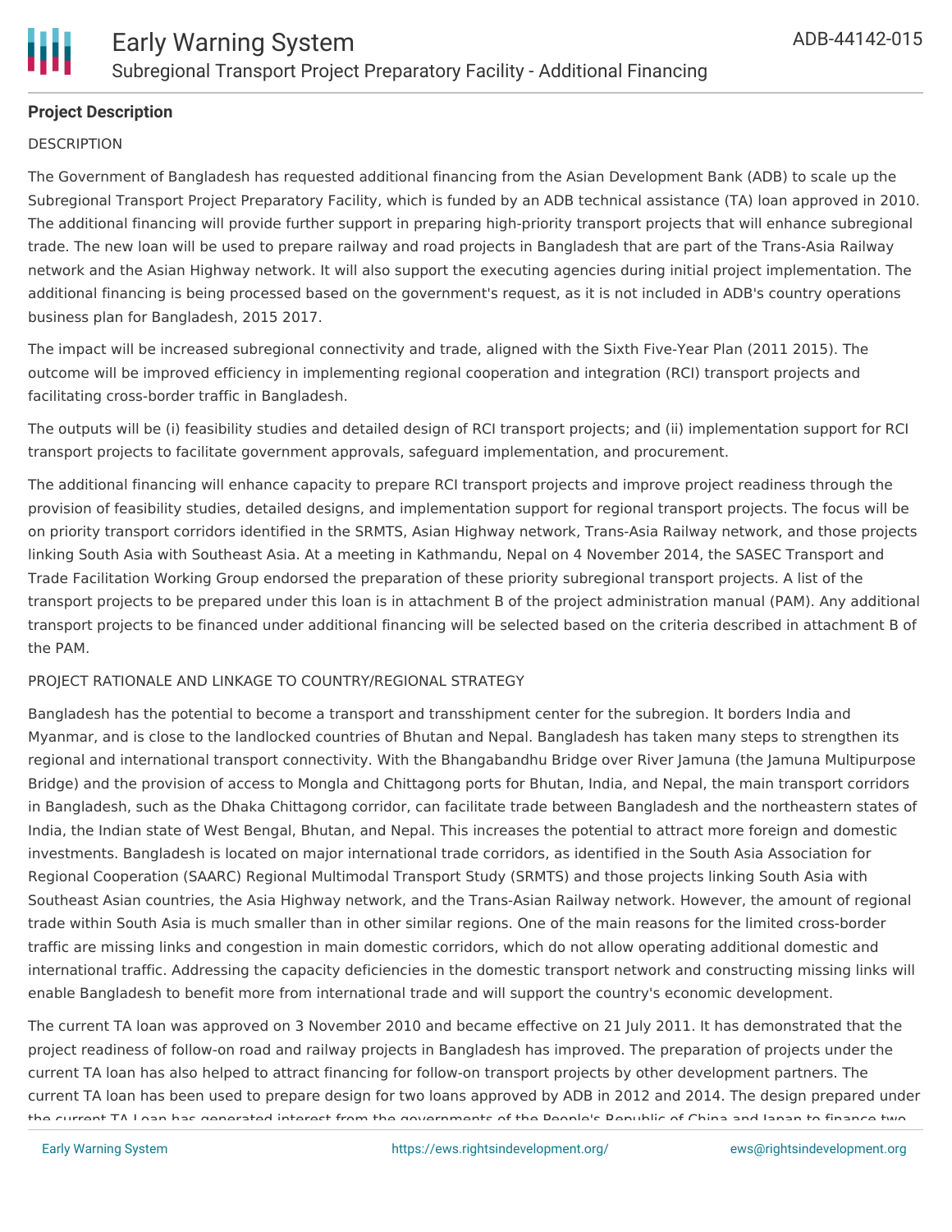## Project Description

DESCRIPTION

The Government of Bangladesh has requested additional financing from the Asian Development Bank (ADB) to scale up the Subregional Transport Project Preparatory Facility, which is funded by an ADB technical assistance (TA) loan approved in 2010. The additional financing will provide further support in preparing high-priority transport projects that will enhance subregional trade. The new loan will be used to prepare railway and road projects in Bangladesh that are part of the Trans-Asia Railway network and the Asian Highway network. It will also support the executing agencies during initial project implementation. The additional financing is being processed based on the government's request, as it is not included in ADB's country operations business plan for Bangladesh, 2015 2017.

The impact will be increased subregional connectivity and trade, aligned with the Sixth Five-Year Plan (2011 2015). The outcome will be improved efficiency in implementing regional cooperation and integration (RCI) transport projects and facilitating cross-border traffic in Bangladesh.

The outputs will be (i) feasibility studies and detailed design of RCI transport projects; and (ii) implementation support for RCI transport projects to facilitate government approvals, safeguard implementation, and procurement.

The additional financing will enhance capacity to prepare RCI transport projects and improve project readiness through the provision of feasibility studies, detailed designs, and implementation support for regional transport projects. The focus will be on priority transport corridors identified in the SRMTS, Asian Highway network, Trans-Asia Railway network, and those projects linking South Asia with Southeast Asia. At a meeting in Kathmandu, Nepal on 4 November 2014, the SASEC Transport and Trade Facilitation Working Group endorsed the preparation of these priority subregional transport projects. A list of the transport projects to be prepared under this loan is in attachment B of the project administration manual (PAM). Any additional transport projects to be financed under additional financing will be selected based on the criteria described in attachment B of the PAM.

PROJECT RATIONALE AND LINKAGE TO COUNTRY/REGIONAL STRATEGY

Bangladesh has the potential to become a transport and transshipment center for the subregion. It borders India and Myanmar, and is close to the landlocked countries of Bhutan and Nepal. Bangladesh has taken many steps to strengthen its regional and international transport connectivity. With the Bhangabandhu Bridge over River Jamuna (the Jamuna Multipurpose Bridge) and the provision of access to Mongla and Chittagong ports for Bhutan, India, and Nepal, the main transport corridors in Bangladesh, such as the Dhaka Chittagong corridor, can facilitate trade between Bangladesh and the northeastern states of India, the Indian state of West Bengal, Bhutan, and Nepal. This increases the potential to attract more foreign and domestic investments. Bangladesh is located on major international trade corridors, as identified in the South Asia Association for Regional Cooperation (SAARC) Regional Multimodal Transport Study (SRMTS) and those projects linking South Asia with Southeast Asian countries, the Asia Highway network, and the Trans-Asian Railway network. However, the amount of regional trade within South Asia is much smaller than in other similar regions. One of the main reasons for the limited cross-border traffic are missing links and congestion in main domestic corridors, which do not allow operating additional domestic and international traffic. Addressing the capacity deficiencies in the domestic transport network and constructing missing links will enable Bangladesh to benefit more from international trade and will support the country's economic development.

The current TA loan was approved on 3 November 2010 and became effective on 21 July 2011. It has demonstrated that the project readiness of follow-on road and railway projects in Bangladesh has improved. The preparation of projects under the current TA loan has also helped to attract financing for follow-on transport projects by other development partners. The current TA loan has been used to prepare design for two loans approved by ADB in 2012 and 2014. The design prepared under the current TA Loan has generated interest from the governments of the People's Republic of China and Japan to finance two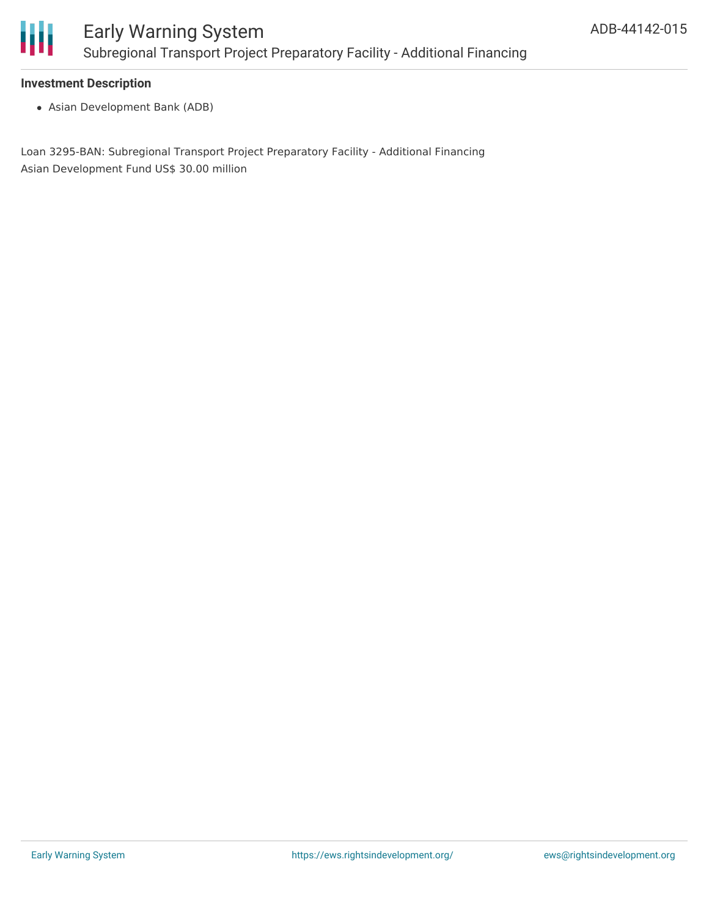### Investment Description

- Asian Development Bank (ADB)

Loan 3295-BAN: Subregional Transport Project Preparatory Facility - Additional Financing
Asian Development Fund US$ 30.00 million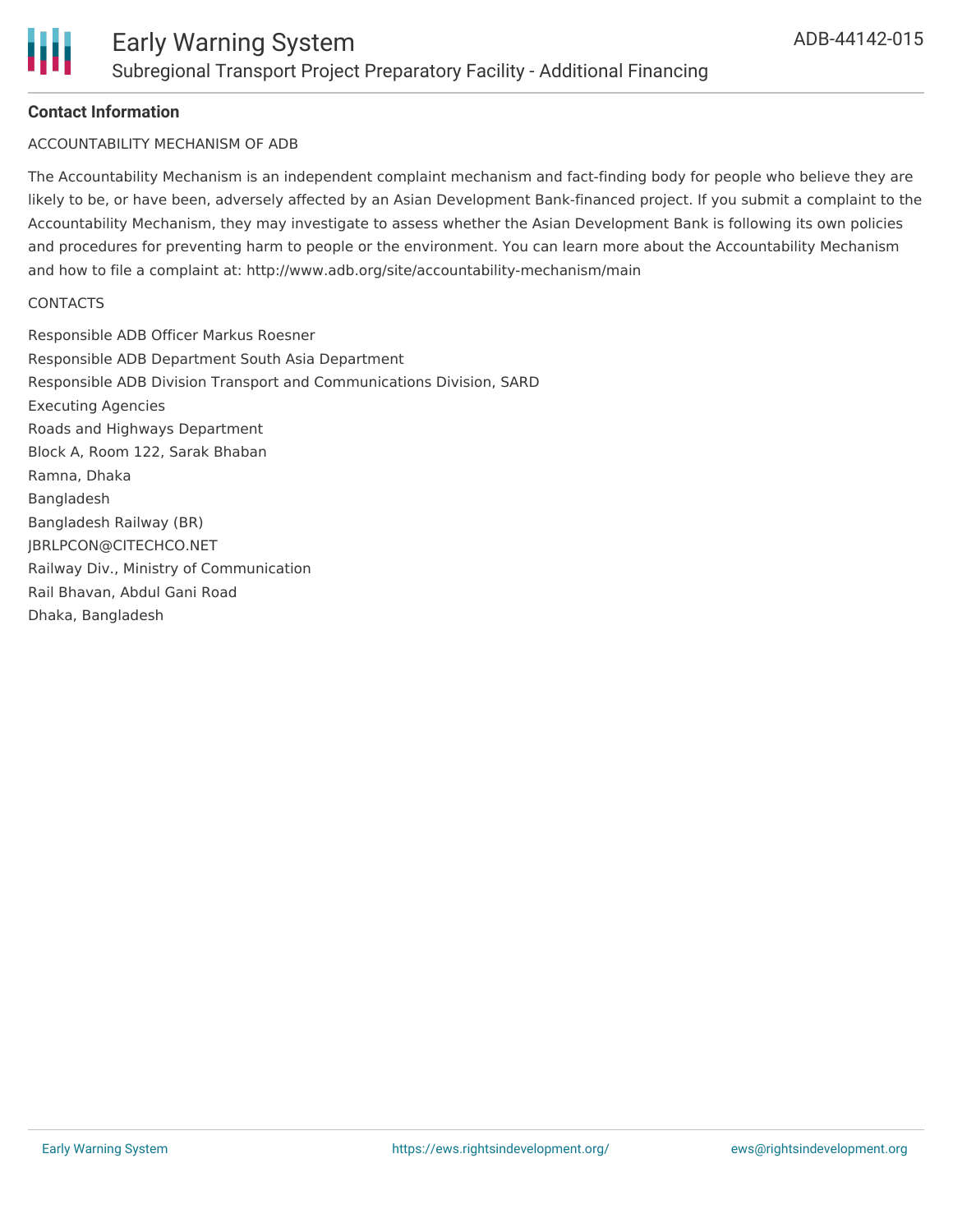**Contact Information**

ACCOUNTABILITY MECHANISM OF ADB

The Accountability Mechanism is an independent complaint mechanism and fact-finding body for people who believe they are likely to be, or have been, adversely affected by an Asian Development Bank-financed project. If you submit a complaint to the Accountability Mechanism, they may investigate to assess whether the Asian Development Bank is following its own policies and procedures for preventing harm to people or the environment. You can learn more about the Accountability Mechanism and how to file a complaint at: http://www.adb.org/site/accountability-mechanism/main

CONTACTS

Responsible ADB Officer Markus Roesner
Responsible ADB Department South Asia Department
Responsible ADB Division Transport and Communications Division, SARD
Executing Agencies
Roads and Highways Department
Block A, Room 122, Sarak Bhaban
Ramna, Dhaka
Bangladesh
Bangladesh Railway (BR)
JBRLPCON@CITECHCO.NET
Railway Div., Ministry of Communication
Rail Bhavan, Abdul Gani Road
Dhaka, Bangladesh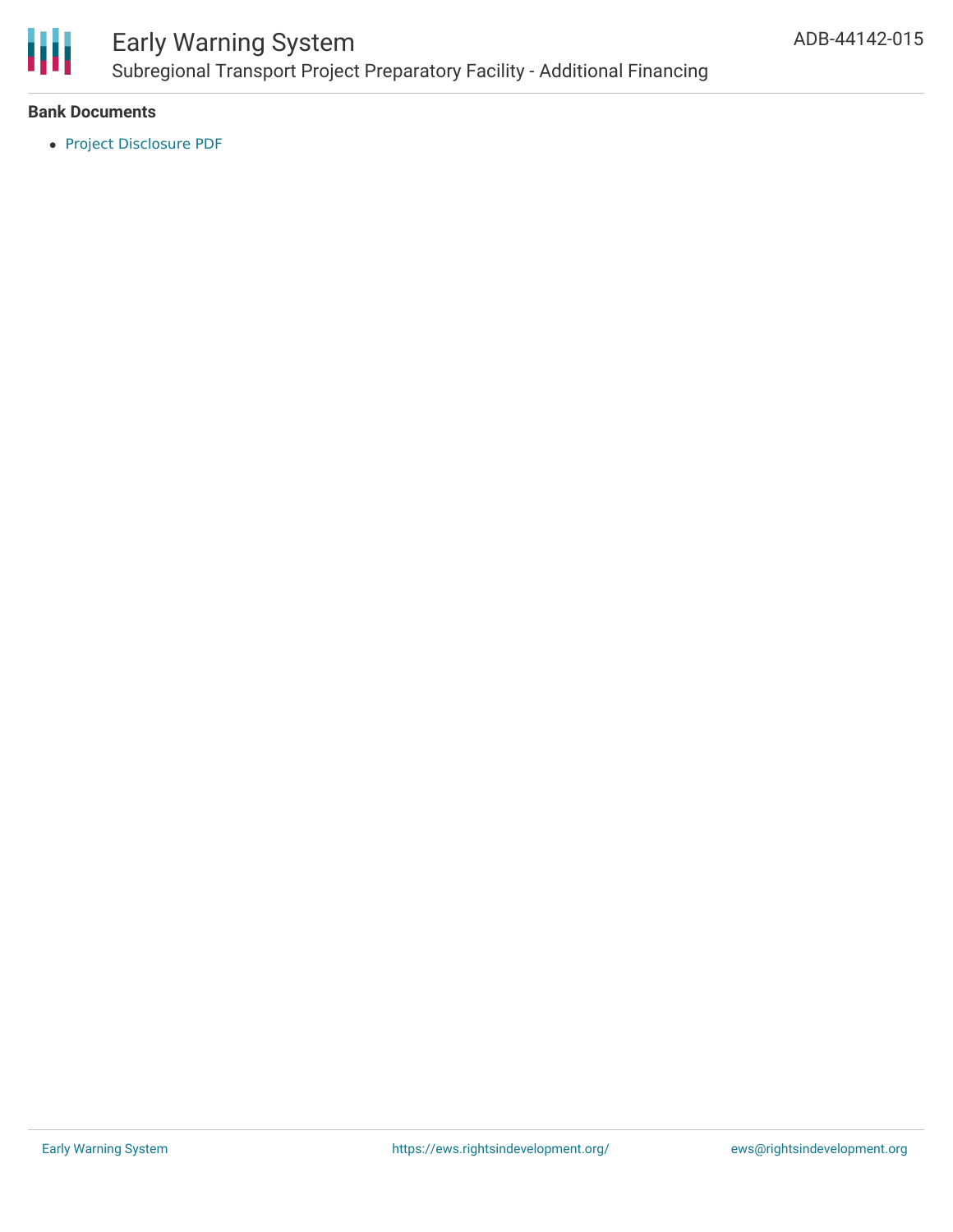**Bank Documents**

- Project Disclosure PDF